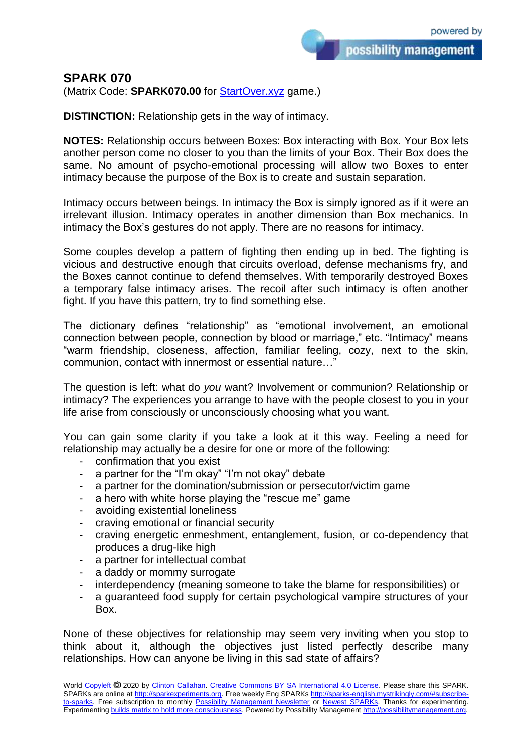## SPARK 070

(Matrix Code: **SPARK070.00** for [StartOver.xyz](StartOver.xyz) game.)

**DISTINCTION:** Relationship gets in the way of intimacy.

**NOTES:** Relationship occurs between Boxes: Box interacting with Box. Your Box lets another person come no closer to you than the limits of your Box. Their Box does the same. No amount of psycho-emotional processing will allow two Boxes to enter intimacy because the purpose of the Box is to create and sustain separation.

Intimacy occurs between beings. In intimacy the Box is simply ignored as if it were an irrelevant illusion. Intimacy operates in another dimension than Box mechanics. In intimacy the Box's gestures do not apply. There are no reasons for intimacy.

Some couples develop a pattern of fighting then ending up in bed. The fighting is vicious and destructive enough that circuits overload, defense mechanisms fry, and the Boxes cannot continue to defend themselves. With temporarily destroyed Boxes a temporary false intimacy arises. The recoil after such intimacy is often another fight. If you have this pattern, try to find something else.

The dictionary defines "relationship" as "emotional involvement, an emotional connection between people, connection by blood or marriage," etc. "Intimacy" means "warm friendship, closeness, affection, familiar feeling, cozy, next to the skin, communion, contact with innermost or essential nature…"

The question is left: what do *you* want? Involvement or communion? Relationship or intimacy? The experiences you arrange to have with the people closest to you in your life arise from consciously or unconsciously choosing what you want.

You can gain some clarity if you take a look at it this way. Feeling a need for relationship may actually be a desire for one or more of the following:

- confirmation that you exist
- a partner for the "I'm okay" "I'm not okay" debate
- a partner for the domination/submission or persecutor/victim game
- a hero with white horse playing the "rescue me" game
- avoiding existential loneliness
- craving emotional or financial security
- craving energetic enmeshment, entanglement, fusion, or co-dependency that produces a drug-like high
- a partner for intellectual combat
- a daddy or mommy surrogate
- interdependency (meaning someone to take the blame for responsibilities) or
- a guaranteed food supply for certain psychological vampire structures of your Box.

None of these objectives for relationship may seem very inviting when you stop to think about it, although the objectives just listed perfectly describe many relationships. How can anyone be living in this sad state of affairs?

World Copyleft 🄯 2020 by Clinton Callahan. Creative Commons BY SA International 4.0 License. Please share this SPARK. SPARKs are online at http://sparkexperiments.org. Free weekly Eng SPARKs http://sparks-english.mystrikingly.com/#subscribe-to-sparks. Free subscription to monthly Possibility Management Newsletter or Newest SPARKs. Thanks for experimenting. Experimenting builds matrix to hold more consciousness. Powered by Possibility Management http://possibilitymanagement.org.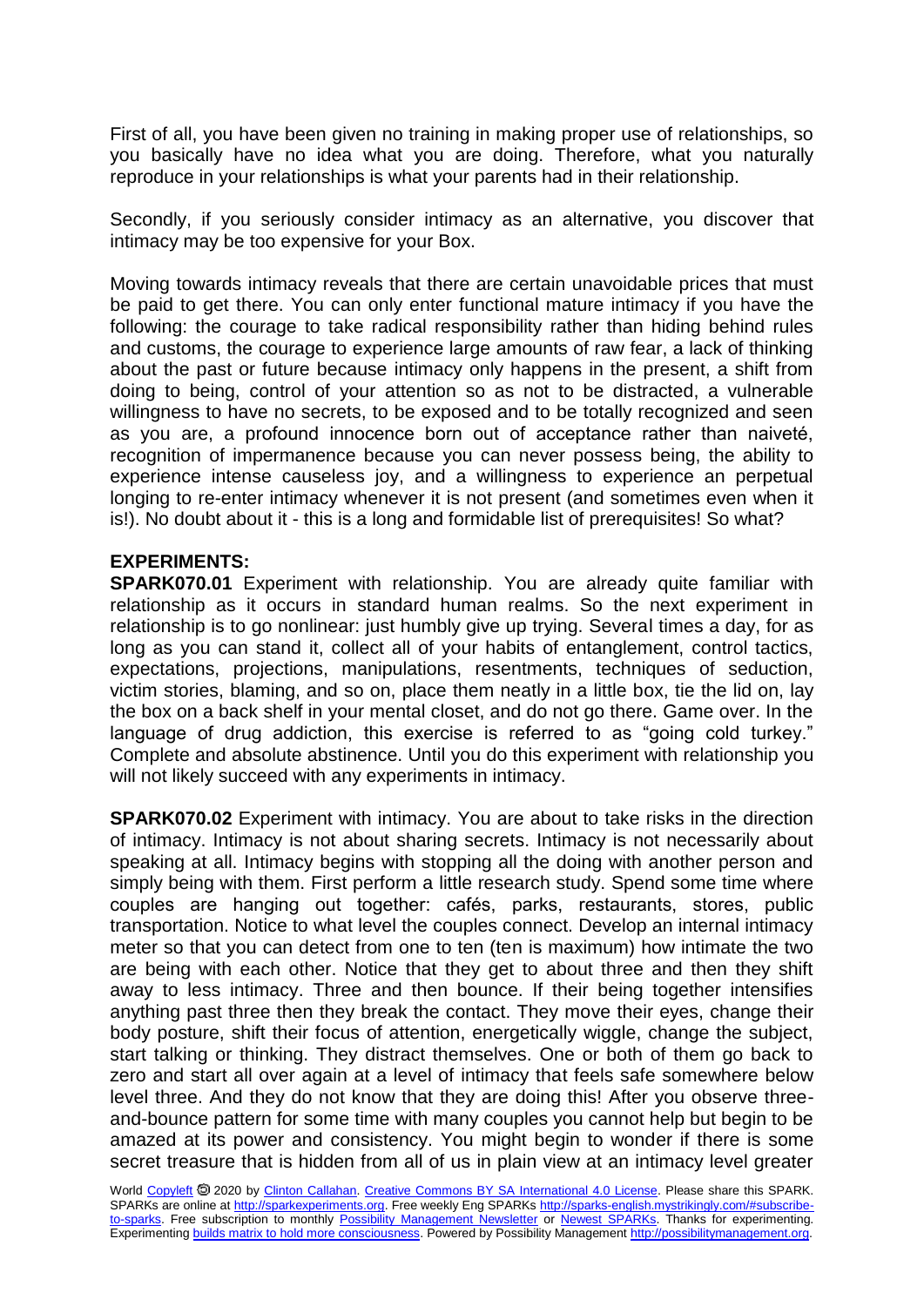First of all, you have been given no training in making proper use of relationships, so you basically have no idea what you are doing. Therefore, what you naturally reproduce in your relationships is what your parents had in their relationship.

Secondly, if you seriously consider intimacy as an alternative, you discover that intimacy may be too expensive for your Box.

Moving towards intimacy reveals that there are certain unavoidable prices that must be paid to get there. You can only enter functional mature intimacy if you have the following: the courage to take radical responsibility rather than hiding behind rules and customs, the courage to experience large amounts of raw fear, a lack of thinking about the past or future because intimacy only happens in the present, a shift from doing to being, control of your attention so as not to be distracted, a vulnerable willingness to have no secrets, to be exposed and to be totally recognized and seen as you are, a profound innocence born out of acceptance rather than naiveté, recognition of impermanence because you can never possess being, the ability to experience intense causeless joy, and a willingness to experience an perpetual longing to re-enter intimacy whenever it is not present (and sometimes even when it is!). No doubt about it - this is a long and formidable list of prerequisites! So what?

**EXPERIMENTS:**

**SPARK070.01** Experiment with relationship. You are already quite familiar with relationship as it occurs in standard human realms. So the next experiment in relationship is to go nonlinear: just humbly give up trying. Several times a day, for as long as you can stand it, collect all of your habits of entanglement, control tactics, expectations, projections, manipulations, resentments, techniques of seduction, victim stories, blaming, and so on, place them neatly in a little box, tie the lid on, lay the box on a back shelf in your mental closet, and do not go there. Game over. In the language of drug addiction, this exercise is referred to as "going cold turkey." Complete and absolute abstinence. Until you do this experiment with relationship you will not likely succeed with any experiments in intimacy.

**SPARK070.02** Experiment with intimacy. You are about to take risks in the direction of intimacy. Intimacy is not about sharing secrets. Intimacy is not necessarily about speaking at all. Intimacy begins with stopping all the doing with another person and simply being with them. First perform a little research study. Spend some time where couples are hanging out together: cafés, parks, restaurants, stores, public transportation. Notice to what level the couples connect. Develop an internal intimacy meter so that you can detect from one to ten (ten is maximum) how intimate the two are being with each other. Notice that they get to about three and then they shift away to less intimacy. Three and then bounce. If their being together intensifies anything past three then they break the contact. They move their eyes, change their body posture, shift their focus of attention, energetically wiggle, change the subject, start talking or thinking. They distract themselves. One or both of them go back to zero and start all over again at a level of intimacy that feels safe somewhere below level three. And they do not know that they are doing this! After you observe three-and-bounce pattern for some time with many couples you cannot help but begin to be amazed at its power and consistency. You might begin to wonder if there is some secret treasure that is hidden from all of us in plain view at an intimacy level greater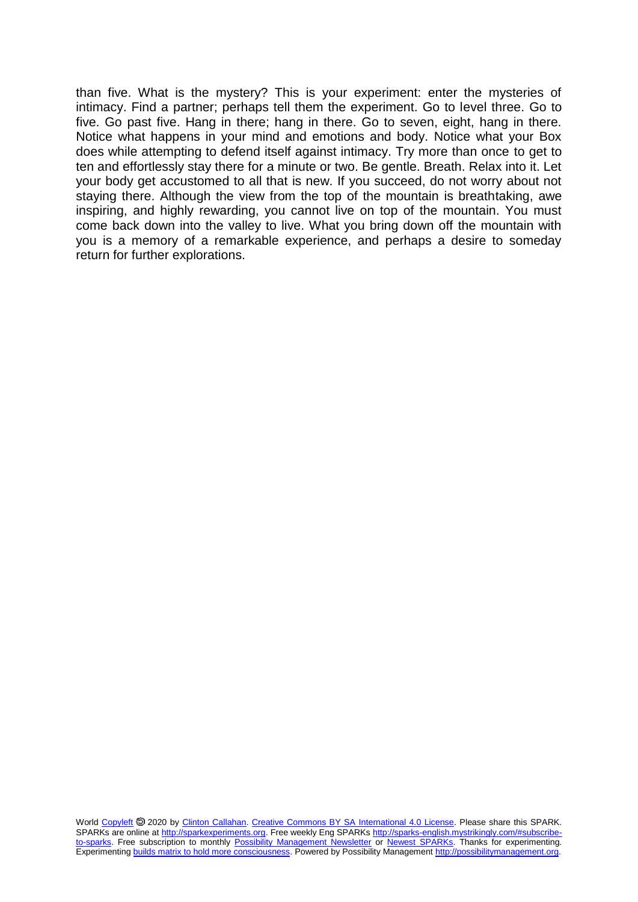than five. What is the mystery? This is your experiment: enter the mysteries of intimacy. Find a partner; perhaps tell them the experiment. Go to level three. Go to five. Go past five. Hang in there; hang in there. Go to seven, eight, hang in there. Notice what happens in your mind and emotions and body. Notice what your Box does while attempting to defend itself against intimacy. Try more than once to get to ten and effortlessly stay there for a minute or two. Be gentle. Breath. Relax into it. Let your body get accustomed to all that is new. If you succeed, do not worry about not staying there. Although the view from the top of the mountain is breathtaking, awe inspiring, and highly rewarding, you cannot live on top of the mountain. You must come back down into the valley to live. What you bring down off the mountain with you is a memory of a remarkable experience, and perhaps a desire to someday return for further explorations.